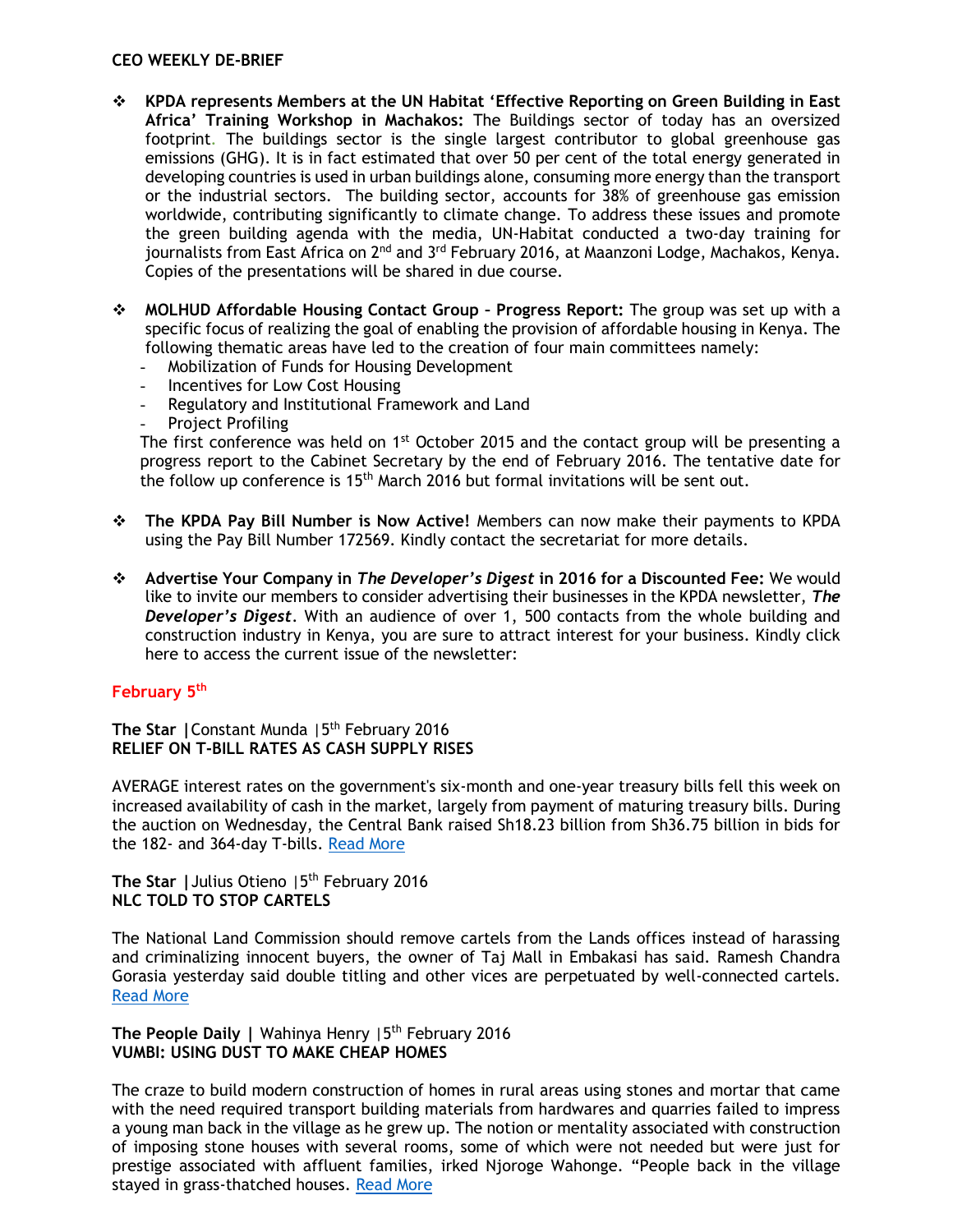**CEO WEEKLY DE-BRIEF**

- **KPDA represents Members at the UN Habitat 'Effective Reporting on Green Building in East Africa' Training Workshop in Machakos:** The Buildings sector of today has an oversized footprint. The buildings sector is the single largest contributor to global greenhouse gas emissions (GHG). It is in fact estimated that over 50 per cent of the total energy generated in developing countries is used in urban buildings alone, consuming more energy than the transport or the industrial sectors. The building sector, accounts for 38% of greenhouse gas emission worldwide, contributing significantly to climate change. To address these issues and promote the green building agenda with the media, UN-Habitat conducted a two-day training for journalists from East Africa on 2nd and 3rd February 2016, at Maanzoni Lodge, Machakos, Kenya. Copies of the presentations will be shared in due course.

- **MOLHUD Affordable Housing Contact Group – Progress Report:** The group was set up with a specific focus of realizing the goal of enabling the provision of affordable housing in Kenya. The following thematic areas have led to the creation of four main committees namely:
  - Mobilization of Funds for Housing Development
  - Incentives for Low Cost Housing
  - Regulatory and Institutional Framework and Land
  - Project Profiling

  The first conference was held on 1st October 2015 and the contact group will be presenting a progress report to the Cabinet Secretary by the end of February 2016. The tentative date for the follow up conference is 15th March 2016 but formal invitations will be sent out.

- **The KPDA Pay Bill Number is Now Active!** Members can now make their payments to KPDA using the Pay Bill Number 172569. Kindly contact the secretariat for more details.

- **Advertise Your Company in *The Developer's Digest* in 2016 for a Discounted Fee:** We would like to invite our members to consider advertising their businesses in the KPDA newsletter, ***The Developer's Digest***. With an audience of over 1, 500 contacts from the whole building and construction industry in Kenya, you are sure to attract interest for your business. Kindly click here to access the current issue of the newsletter:

## February 5th

**The Star |** Constant Munda |5th February 2016
**RELIEF ON T-BILL RATES AS CASH SUPPLY RISES**

AVERAGE interest rates on the government's six-month and one-year treasury bills fell this week on increased availability of cash in the market, largely from payment of maturing treasury bills. During the auction on Wednesday, the Central Bank raised Sh18.23 billion from Sh36.75 billion in bids for the 182- and 364-day T-bills. Read More

**The Star |** Julius Otieno |5th February 2016
**NLC TOLD TO STOP CARTELS**

The National Land Commission should remove cartels from the Lands offices instead of harassing and criminalizing innocent buyers, the owner of Taj Mall in Embakasi has said. Ramesh Chandra Gorasia yesterday said double titling and other vices are perpetuated by well-connected cartels. Read More

**The People Daily |** Wahinya Henry |5th February 2016
**VUMBI: USING DUST TO MAKE CHEAP HOMES**

The craze to build modern construction of homes in rural areas using stones and mortar that came with the need required transport building materials from hardwares and quarries failed to impress a young man back in the village as he grew up. The notion or mentality associated with construction of imposing stone houses with several rooms, some of which were not needed but were just for prestige associated with affluent families, irked Njoroge Wahonge. "People back in the village stayed in grass-thatched houses. Read More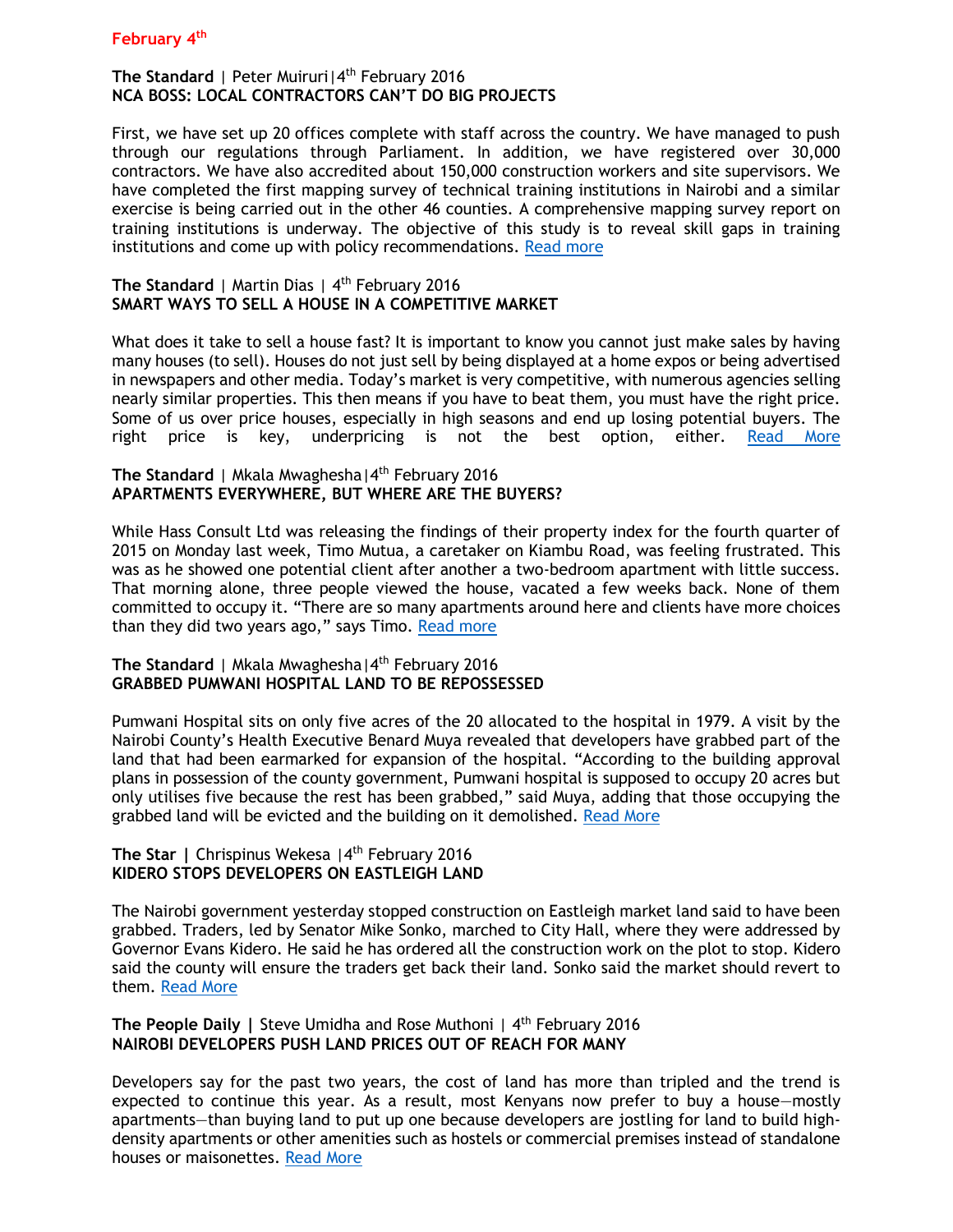**February 4th**

**The Standard** | Peter Muiruri|4th February 2016
**NCA BOSS: LOCAL CONTRACTORS CAN'T DO BIG PROJECTS**

First, we have set up 20 offices complete with staff across the country. We have managed to push through our regulations through Parliament. In addition, we have registered over 30,000 contractors. We have also accredited about 150,000 construction workers and site supervisors. We have completed the first mapping survey of technical training institutions in Nairobi and a similar exercise is being carried out in the other 46 counties. A comprehensive mapping survey report on training institutions is underway. The objective of this study is to reveal skill gaps in training institutions and come up with policy recommendations. Read more

**The Standard** | Martin Dias | 4th February 2016
**SMART WAYS TO SELL A HOUSE IN A COMPETITIVE MARKET**

What does it take to sell a house fast? It is important to know you cannot just make sales by having many houses (to sell). Houses do not just sell by being displayed at a home expos or being advertised in newspapers and other media. Today's market is very competitive, with numerous agencies selling nearly similar properties. This then means if you have to beat them, you must have the right price. Some of us over price houses, especially in high seasons and end up losing potential buyers. The right price is key, underpricing is not the best option, either. Read More

**The Standard** | Mkala Mwaghesha|4th February 2016
**APARTMENTS EVERYWHERE, BUT WHERE ARE THE BUYERS?**

While Hass Consult Ltd was releasing the findings of their property index for the fourth quarter of 2015 on Monday last week, Timo Mutua, a caretaker on Kiambu Road, was feeling frustrated. This was as he showed one potential client after another a two-bedroom apartment with little success. That morning alone, three people viewed the house, vacated a few weeks back. None of them committed to occupy it. "There are so many apartments around here and clients have more choices than they did two years ago," says Timo. Read more

**The Standard** | Mkala Mwaghesha|4th February 2016
**GRABBED PUMWANI HOSPITAL LAND TO BE REPOSSESSED**

Pumwani Hospital sits on only five acres of the 20 allocated to the hospital in 1979. A visit by the Nairobi County's Health Executive Benard Muya revealed that developers have grabbed part of the land that had been earmarked for expansion of the hospital. "According to the building approval plans in possession of the county government, Pumwani hospital is supposed to occupy 20 acres but only utilises five because the rest has been grabbed," said Muya, adding that those occupying the grabbed land will be evicted and the building on it demolished. Read More

**The Star |** Chrispinus Wekesa |4th February 2016
**KIDERO STOPS DEVELOPERS ON EASTLEIGH LAND**

The Nairobi government yesterday stopped construction on Eastleigh market land said to have been grabbed. Traders, led by Senator Mike Sonko, marched to City Hall, where they were addressed by Governor Evans Kidero. He said he has ordered all the construction work on the plot to stop. Kidero said the county will ensure the traders get back their land. Sonko said the market should revert to them. Read More

**The People Daily |** Steve Umidha and Rose Muthoni | 4th February 2016
**NAIROBI DEVELOPERS PUSH LAND PRICES OUT OF REACH FOR MANY**

Developers say for the past two years, the cost of land has more than tripled and the trend is expected to continue this year. As a result, most Kenyans now prefer to buy a house—mostly apartments—than buying land to put up one because developers are jostling for land to build high-density apartments or other amenities such as hostels or commercial premises instead of standalone houses or maisonettes. Read More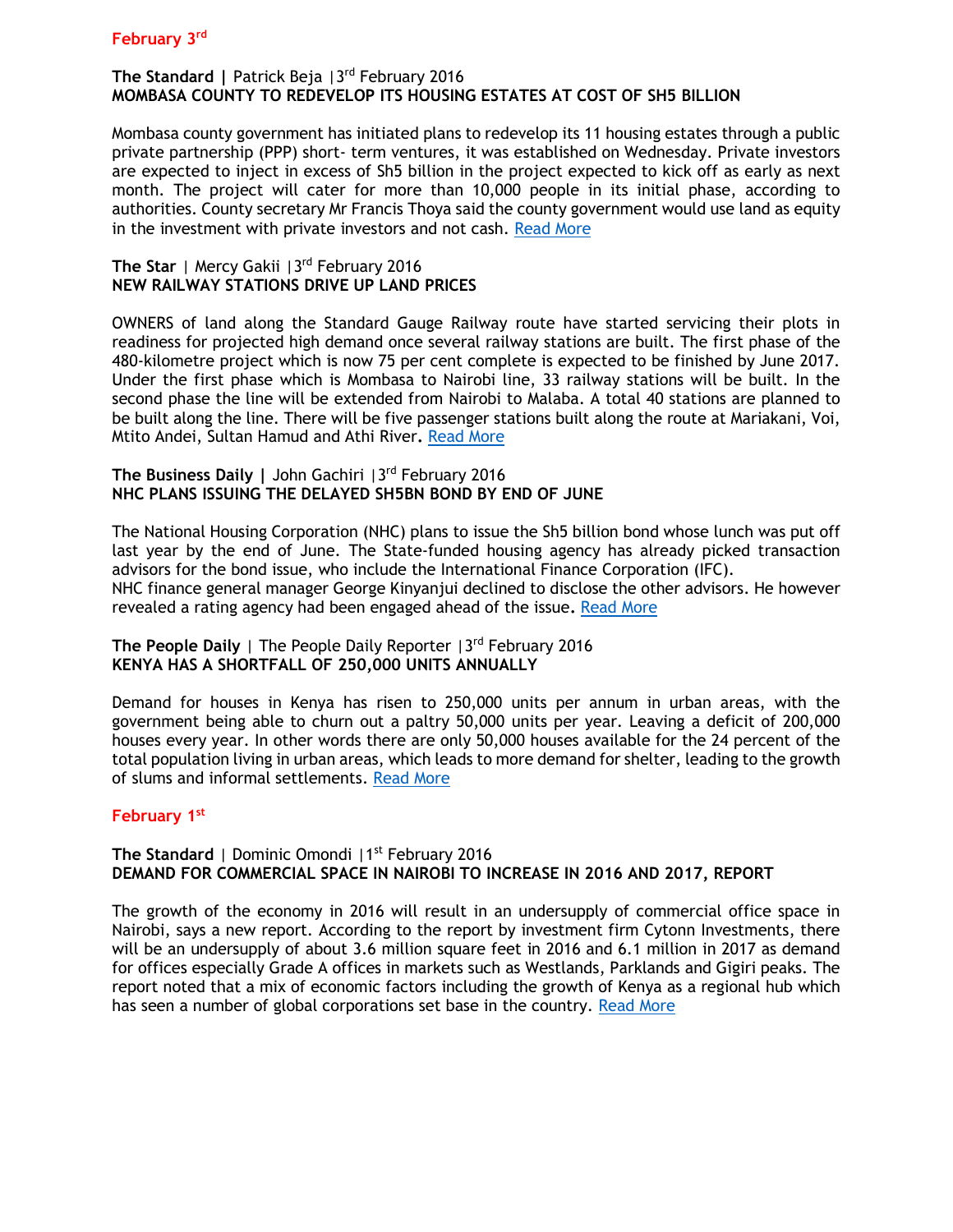## February 3rd

**The Standard |** Patrick Beja |3rd February 2016
**MOMBASA COUNTY TO REDEVELOP ITS HOUSING ESTATES AT COST OF SH5 BILLION**

Mombasa county government has initiated plans to redevelop its 11 housing estates through a public private partnership (PPP) short- term ventures, it was established on Wednesday. Private investors are expected to inject in excess of Sh5 billion in the project expected to kick off as early as next month. The project will cater for more than 10,000 people in its initial phase, according to authorities. County secretary Mr Francis Thoya said the county government would use land as equity in the investment with private investors and not cash. Read More

**The Star** | Mercy Gakii |3rd February 2016
**NEW RAILWAY STATIONS DRIVE UP LAND PRICES**

OWNERS of land along the Standard Gauge Railway route have started servicing their plots in readiness for projected high demand once several railway stations are built. The first phase of the 480-kilometre project which is now 75 per cent complete is expected to be finished by June 2017. Under the first phase which is Mombasa to Nairobi line, 33 railway stations will be built. In the second phase the line will be extended from Nairobi to Malaba. A total 40 stations are planned to be built along the line. There will be five passenger stations built along the route at Mariakani, Voi, Mtito Andei, Sultan Hamud and Athi River. Read More

**The Business Daily |** John Gachiri |3rd February 2016
**NHC PLANS ISSUING THE DELAYED SH5BN BOND BY END OF JUNE**

The National Housing Corporation (NHC) plans to issue the Sh5 billion bond whose lunch was put off last year by the end of June. The State-funded housing agency has already picked transaction advisors for the bond issue, who include the International Finance Corporation (IFC).
NHC finance general manager George Kinyanjui declined to disclose the other advisors. He however revealed a rating agency had been engaged ahead of the issue. Read More

**The People Daily** | The People Daily Reporter |3rd February 2016
**KENYA HAS A SHORTFALL OF 250,000 UNITS ANNUALLY**

Demand for houses in Kenya has risen to 250,000 units per annum in urban areas, with the government being able to churn out a paltry 50,000 units per year. Leaving a deficit of 200,000 houses every year. In other words there are only 50,000 houses available for the 24 percent of the total population living in urban areas, which leads to more demand for shelter, leading to the growth of slums and informal settlements. Read More

## February 1st

**The Standard** | Dominic Omondi |1st February 2016
**DEMAND FOR COMMERCIAL SPACE IN NAIROBI TO INCREASE IN 2016 AND 2017, REPORT**

The growth of the economy in 2016 will result in an undersupply of commercial office space in Nairobi, says a new report. According to the report by investment firm Cytonn Investments, there will be an undersupply of about 3.6 million square feet in 2016 and 6.1 million in 2017 as demand for offices especially Grade A offices in markets such as Westlands, Parklands and Gigiri peaks. The report noted that a mix of economic factors including the growth of Kenya as a regional hub which has seen a number of global corporations set base in the country. Read More